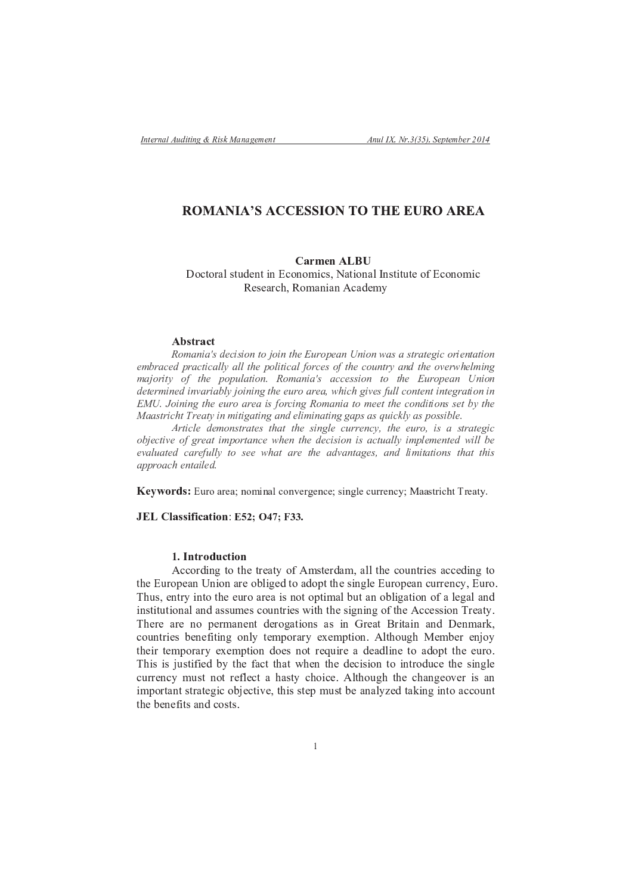# ROMANIA'S ACCESSION TO THE EURO AREA

**Carmen ALBU**
Doctoral student in Economics, National Institute of Economic Research, Romanian Academy

## Abstract

*Romania's decision to join the European Union was a strategic orientation embraced practically all the political forces of the country and the overwhelming majority of the population. Romania's accession to the European Union determined invariably joining the euro area, which gives full content integration in EMU. Joining the euro area is forcing Romania to meet the conditions set by the Maastricht Treaty in mitigating and eliminating gaps as quickly as possible.*

*Article demonstrates that the single currency, the euro, is a strategic objective of great importance when the decision is actually implemented will be evaluated carefully to see what are the advantages, and limitations that this approach entailed.*

**Keywords:** Euro area; nominal convergence; single currency; Maastricht Treaty.

**JEL Classification**: **E52; O47; F33.**

## 1. Introduction

According to the treaty of Amsterdam, all the countries acceding to the European Union are obliged to adopt the single European currency, Euro. Thus, entry into the euro area is not optimal but an obligation of a legal and institutional and assumes countries with the signing of the Accession Treaty. There are no permanent derogations as in Great Britain and Denmark, countries benefiting only temporary exemption. Although Member enjoy their temporary exemption does not require a deadline to adopt the euro. This is justified by the fact that when the decision to introduce the single currency must not reflect a hasty choice. Although the changeover is an important strategic objective, this step must be analyzed taking into account the benefits and costs.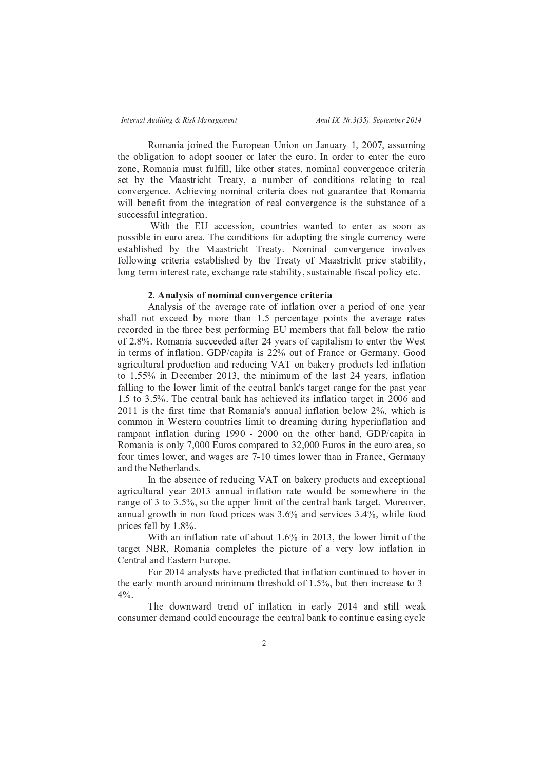Romania joined the European Union on January 1, 2007, assuming the obligation to adopt sooner or later the euro. In order to enter the euro zone, Romania must fulfill, like other states, nominal convergence criteria set by the Maastricht Treaty, a number of conditions relating to real convergence. Achieving nominal criteria does not guarantee that Romania will benefit from the integration of real convergence is the substance of a successful integration.

With the EU accession, countries wanted to enter as soon as possible in euro area. The conditions for adopting the single currency were established by the Maastricht Treaty. Nominal convergence involves following criteria established by the Treaty of Maastricht price stability, long-term interest rate, exchange rate stability, sustainable fiscal policy etc.

## 2. Analysis of nominal convergence criteria

Analysis of the average rate of inflation over a period of one year shall not exceed by more than 1.5 percentage points the average rates recorded in the three best performing EU members that fall below the ratio of 2.8%. Romania succeeded after 24 years of capitalism to enter the West in terms of inflation. GDP/capita is 22% out of France or Germany. Good agricultural production and reducing VAT on bakery products led inflation to 1.55% in December 2013, the minimum of the last 24 years, inflation falling to the lower limit of the central bank's target range for the past year 1.5 to 3.5%. The central bank has achieved its inflation target in 2006 and 2011 is the first time that Romania's annual inflation below 2%, which is common in Western countries limit to dreaming during hyperinflation and rampant inflation during 1990 - 2000 on the other hand, GDP/capita in Romania is only 7,000 Euros compared to 32,000 Euros in the euro area, so four times lower, and wages are 7-10 times lower than in France, Germany and the Netherlands.

In the absence of reducing VAT on bakery products and exceptional agricultural year 2013 annual inflation rate would be somewhere in the range of 3 to 3.5%, so the upper limit of the central bank target. Moreover, annual growth in non-food prices was 3.6% and services 3.4%, while food prices fell by 1.8%.

With an inflation rate of about 1.6% in 2013, the lower limit of the target NBR, Romania completes the picture of a very low inflation in Central and Eastern Europe.

For 2014 analysts have predicted that inflation continued to hover in the early month around minimum threshold of 1.5%, but then increase to 3-4%.

The downward trend of inflation in early 2014 and still weak consumer demand could encourage the central bank to continue easing cycle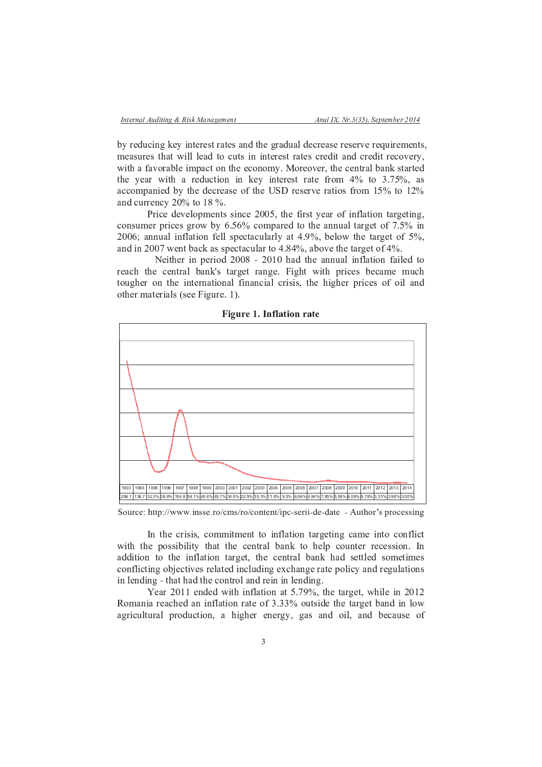by reducing key interest rates and the gradual decrease reserve requirements, measures that will lead to cuts in interest rates credit and credit recovery, with a favorable impact on the economy. Moreover, the central bank started the year with a reduction in key interest rate from 4% to 3.75%, as accompanied by the decrease of the USD reserve ratios from 15% to 12% and currency 20% to 18 %.

Price developments since 2005, the first year of inflation targeting, consumer prices grow by 6.56% compared to the annual target of 7.5% in 2006; annual inflation fell spectacularly at 4.9%, below the target of 5%, and in 2007 went back as spectacular to 4.84%, above the target of 4%.

Neither in period 2008 - 2010 had the annual inflation failed to reach the central bank's target range. Fight with prices became much tougher on the international financial crisis, the higher prices of oil and other materials (see Figure. 1).

**Figure 1. Inflation rate**

| 1993 | 1994 | 1995 | 1996 | 1997 | 1998 | 1999 | 2000 | 2001 | 2002 | 2003 | 2004 | 2005 | 2006 | 2007 | 2008 | 2009 | 2010 | 2011 | 2012 | 2013 | 2014 |
|---|---|---|---|---|---|---|---|---|---|---|---|---|---|---|---|---|---|---|---|---|---|
| 256.1 | 136.7 | 32.3% | 38.8% | 154.8 | 59.1% | 45.8% | 45.7% | 34.5% | 22.5% | 15.3% | 11.9% | 9.0% | 6.56% | 4.84% | 7.85% | 5.59% | 6.09% | 5.79% | 3.33% | 3.98% | 3.00% |

Source: http://www.insse.ro/cms/ro/content/ipc-serii-de-date - Author's processing

In the crisis, commitment to inflation targeting came into conflict with the possibility that the central bank to help counter recession. In addition to the inflation target, the central bank had settled sometimes conflicting objectives related including exchange rate policy and regulations in lending - that had the control and rein in lending.

Year 2011 ended with inflation at 5.79%, the target, while in 2012 Romania reached an inflation rate of 3.33% outside the target band in low agricultural production, a higher energy, gas and oil, and because of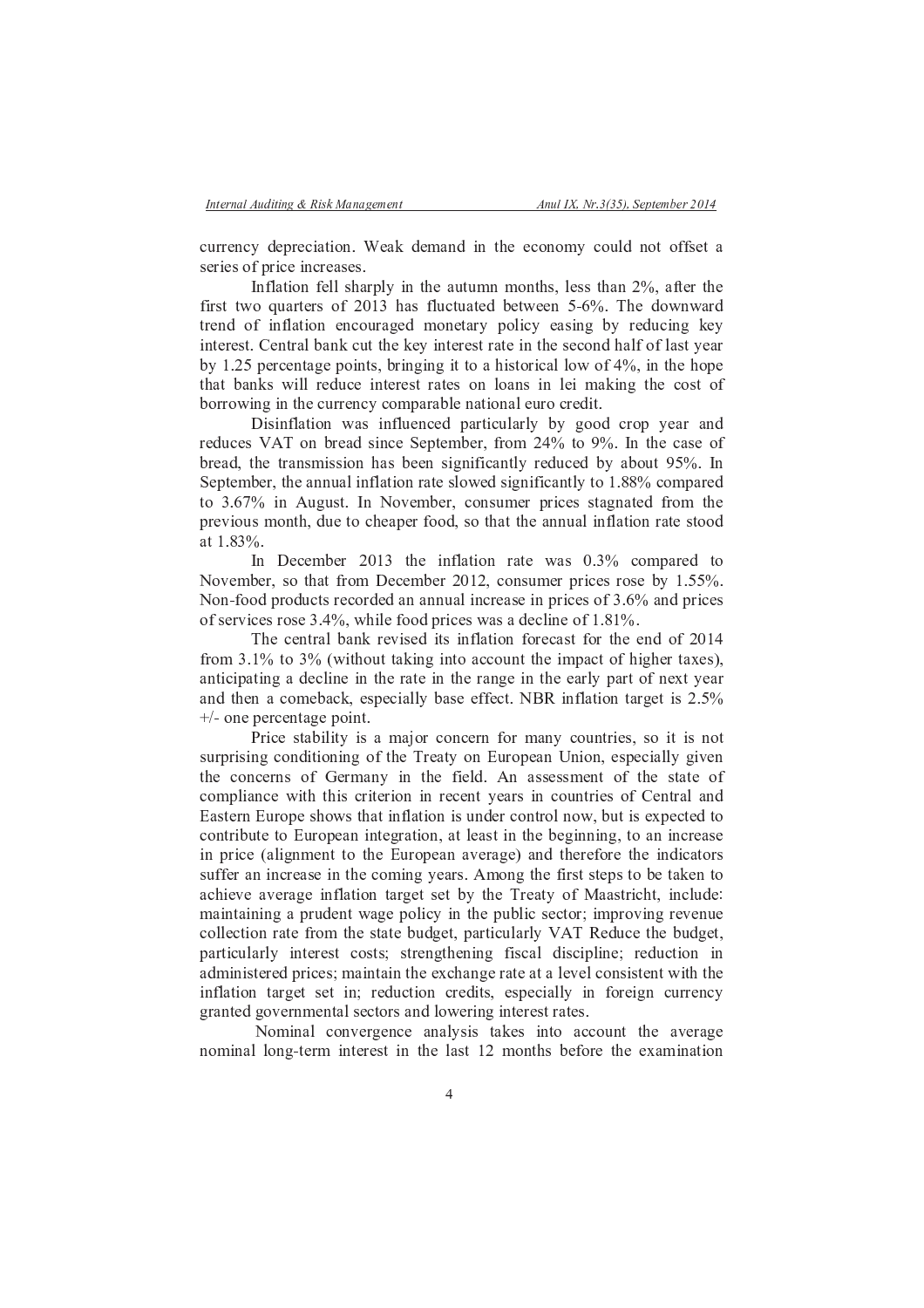currency depreciation. Weak demand in the economy could not offset a series of price increases.

Inflation fell sharply in the autumn months, less than 2%, after the first two quarters of 2013 has fluctuated between 5-6%. The downward trend of inflation encouraged monetary policy easing by reducing key interest. Central bank cut the key interest rate in the second half of last year by 1.25 percentage points, bringing it to a historical low of 4%, in the hope that banks will reduce interest rates on loans in lei making the cost of borrowing in the currency comparable national euro credit.

Disinflation was influenced particularly by good crop year and reduces VAT on bread since September, from 24% to 9%. In the case of bread, the transmission has been significantly reduced by about 95%. In September, the annual inflation rate slowed significantly to 1.88% compared to 3.67% in August. In November, consumer prices stagnated from the previous month, due to cheaper food, so that the annual inflation rate stood at 1.83%.

In December 2013 the inflation rate was 0.3% compared to November, so that from December 2012, consumer prices rose by 1.55%. Non-food products recorded an annual increase in prices of 3.6% and prices of services rose 3.4%, while food prices was a decline of 1.81%.

The central bank revised its inflation forecast for the end of 2014 from 3.1% to 3% (without taking into account the impact of higher taxes), anticipating a decline in the rate in the range in the early part of next year and then a comeback, especially base effect. NBR inflation target is 2.5% +/- one percentage point.

Price stability is a major concern for many countries, so it is not surprising conditioning of the Treaty on European Union, especially given the concerns of Germany in the field. An assessment of the state of compliance with this criterion in recent years in countries of Central and Eastern Europe shows that inflation is under control now, but is expected to contribute to European integration, at least in the beginning, to an increase in price (alignment to the European average) and therefore the indicators suffer an increase in the coming years. Among the first steps to be taken to achieve average inflation target set by the Treaty of Maastricht, include: maintaining a prudent wage policy in the public sector; improving revenue collection rate from the state budget, particularly VAT Reduce the budget, particularly interest costs; strengthening fiscal discipline; reduction in administered prices; maintain the exchange rate at a level consistent with the inflation target set in; reduction credits, especially in foreign currency granted governmental sectors and lowering interest rates.

Nominal convergence analysis takes into account the average nominal long-term interest in the last 12 months before the examination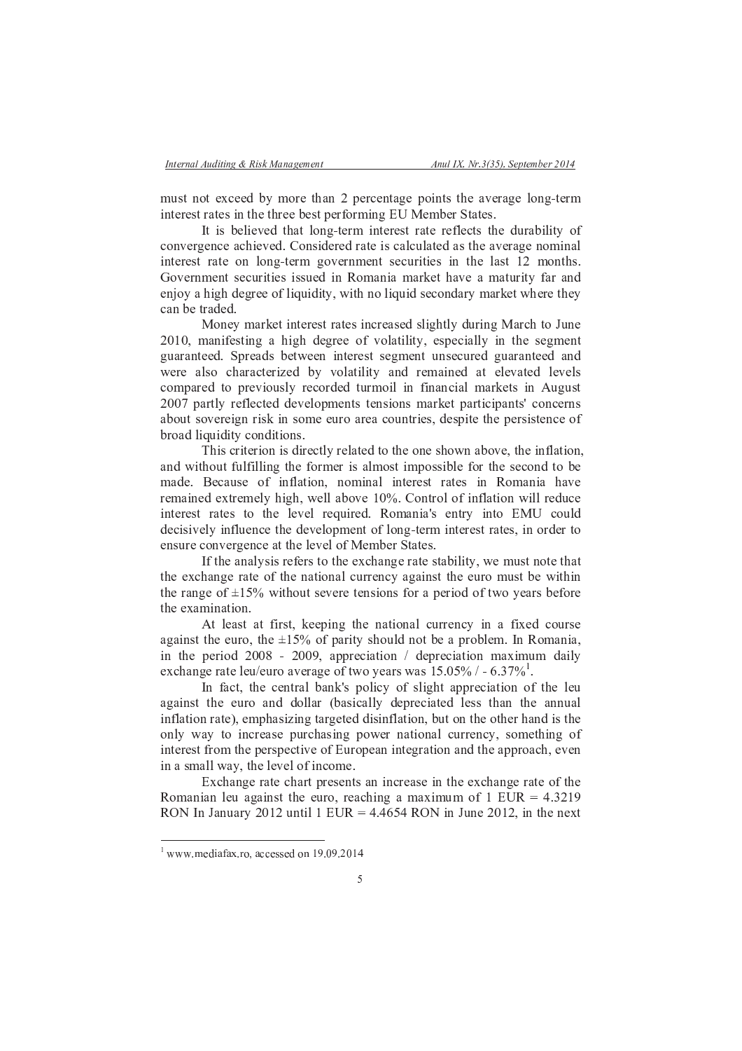must not exceed by more than 2 percentage points the average long-term interest rates in the three best performing EU Member States.

It is believed that long-term interest rate reflects the durability of convergence achieved. Considered rate is calculated as the average nominal interest rate on long-term government securities in the last 12 months. Government securities issued in Romania market have a maturity far and enjoy a high degree of liquidity, with no liquid secondary market where they can be traded.

Money market interest rates increased slightly during March to June 2010, manifesting a high degree of volatility, especially in the segment guaranteed. Spreads between interest segment unsecured guaranteed and were also characterized by volatility and remained at elevated levels compared to previously recorded turmoil in financial markets in August 2007 partly reflected developments tensions market participants' concerns about sovereign risk in some euro area countries, despite the persistence of broad liquidity conditions.

This criterion is directly related to the one shown above, the inflation, and without fulfilling the former is almost impossible for the second to be made. Because of inflation, nominal interest rates in Romania have remained extremely high, well above 10%. Control of inflation will reduce interest rates to the level required. Romania's entry into EMU could decisively influence the development of long-term interest rates, in order to ensure convergence at the level of Member States.

If the analysis refers to the exchange rate stability, we must note that the exchange rate of the national currency against the euro must be within the range of ±15% without severe tensions for a period of two years before the examination.

At least at first, keeping the national currency in a fixed course against the euro, the ±15% of parity should not be a problem. In Romania, in the period 2008 - 2009, appreciation / depreciation maximum daily exchange rate leu/euro average of two years was 15.05% / - 6.37%[1].

In fact, the central bank's policy of slight appreciation of the leu against the euro and dollar (basically depreciated less than the annual inflation rate), emphasizing targeted disinflation, but on the other hand is the only way to increase purchasing power national currency, something of interest from the perspective of European integration and the approach, even in a small way, the level of income.

Exchange rate chart presents an increase in the exchange rate of the Romanian leu against the euro, reaching a maximum of 1 EUR = 4.3219 RON In January 2012 until 1 EUR = 4.4654 RON in June 2012, in the next

---

[1] www.mediafax.ro, accessed on 19.09.2014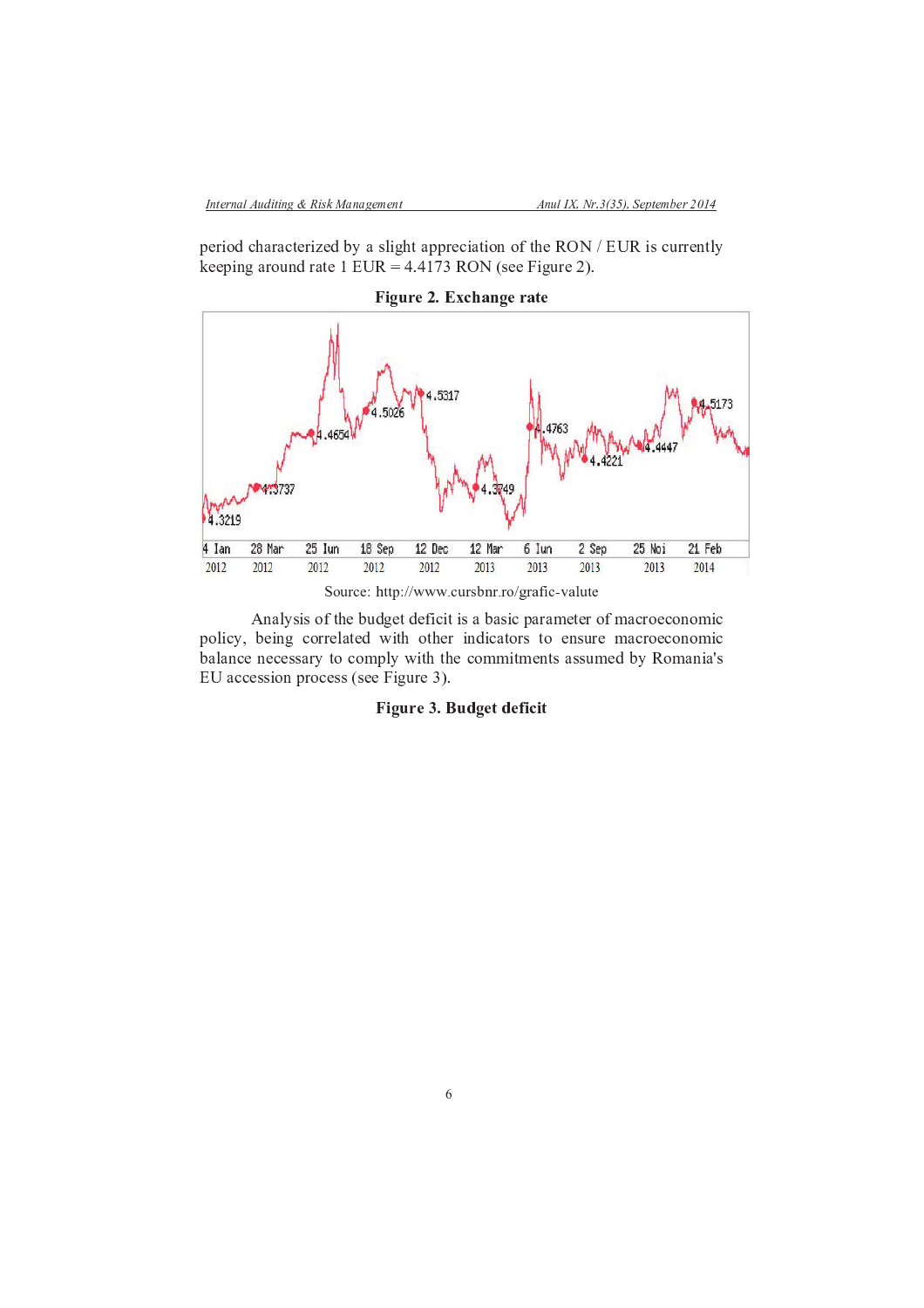period characterized by a slight appreciation of the RON / EUR is currently keeping around rate 1 EUR = 4.4173 RON (see Figure 2).

**Figure 2. Exchange rate**

Source: http://www.cursbnr.ro/grafic-valute

Analysis of the budget deficit is a basic parameter of macroeconomic policy, being correlated with other indicators to ensure macroeconomic balance necessary to comply with the commitments assumed by Romania's EU accession process (see Figure 3).

**Figure 3. Budget deficit**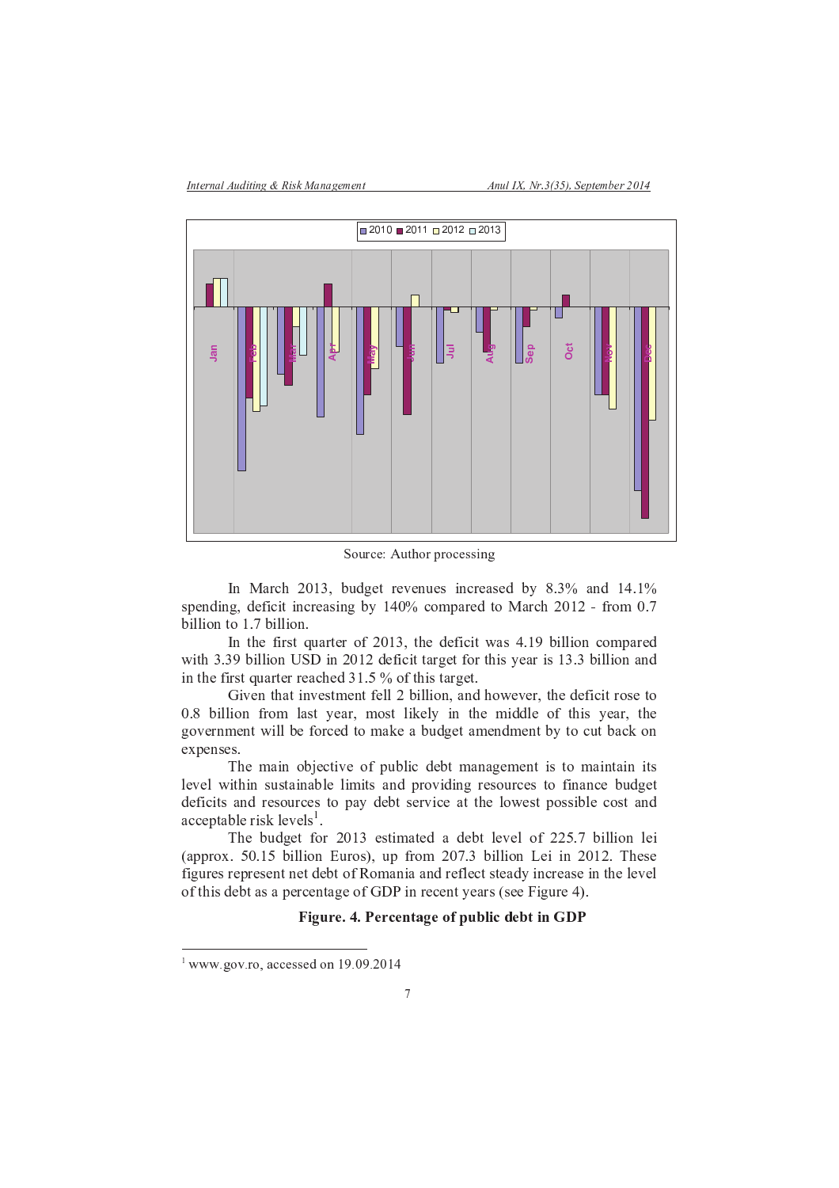Source: Author processing

In March 2013, budget revenues increased by 8.3% and 14.1% spending, deficit increasing by 140% compared to March 2012 - from 0.7 billion to 1.7 billion.

In the first quarter of 2013, the deficit was 4.19 billion compared with 3.39 billion USD in 2012 deficit target for this year is 13.3 billion and in the first quarter reached 31.5 % of this target.

Given that investment fell 2 billion, and however, the deficit rose to 0.8 billion from last year, most likely in the middle of this year, the government will be forced to make a budget amendment by to cut back on expenses.

The main objective of public debt management is to maintain its level within sustainable limits and providing resources to finance budget deficits and resources to pay debt service at the lowest possible cost and acceptable risk levels[1].

The budget for 2013 estimated a debt level of 225.7 billion lei (approx. 50.15 billion Euros), up from 207.3 billion Lei in 2012. These figures represent net debt of Romania and reflect steady increase in the level of this debt as a percentage of GDP in recent years (see Figure 4).

**Figure. 4. Percentage of public debt in GDP**

---

[1] www.gov.ro, accessed on 19.09.2014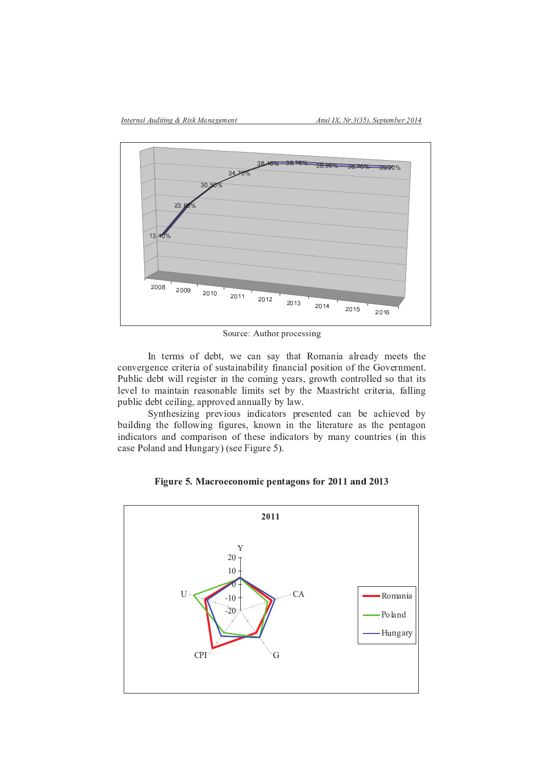Source: Author processing

In terms of debt, we can say that Romania already meets the convergence criteria of sustainability financial position of the Government. Public debt will register in the coming years, growth controlled so that its level to maintain reasonable limits set by the Maastricht criteria, falling public debt ceiling, approved annually by law.

Synthesizing previous indicators presented can be achieved by building the following figures, known in the literature as the pentagon indicators and comparison of these indicators by many countries (in this case Poland and Hungary) (see Figure 5).

**Figure 5. Macroeconomic pentagons for 2011 and 2013**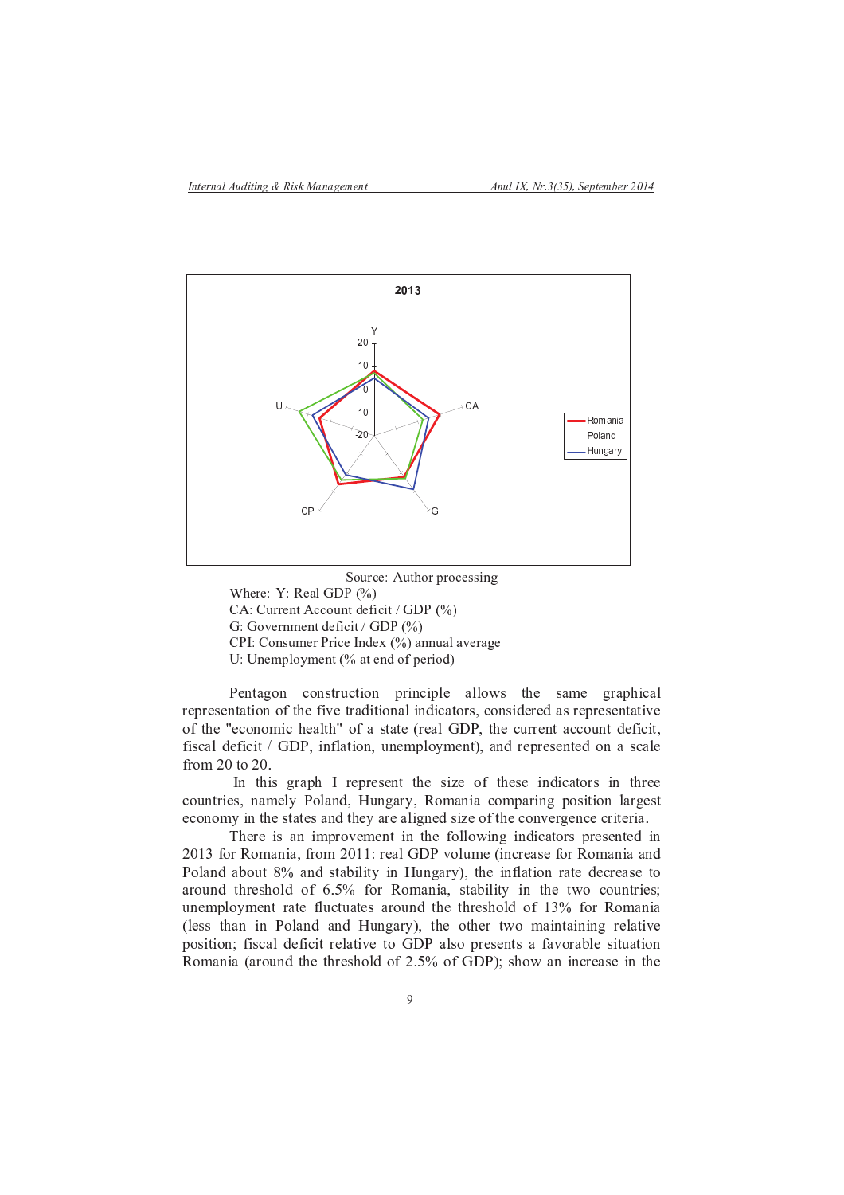Source: Author processing

Where: Y: Real GDP (%)

CA: Current Account deficit / GDP (%)

G: Government deficit / GDP (%)

CPI: Consumer Price Index (%) annual average

U: Unemployment (% at end of period)

Pentagon construction principle allows the same graphical representation of the five traditional indicators, considered as representative of the "economic health" of a state (real GDP, the current account deficit, fiscal deficit / GDP, inflation, unemployment), and represented on a scale from 20 to 20.

In this graph I represent the size of these indicators in three countries, namely Poland, Hungary, Romania comparing position largest economy in the states and they are aligned size of the convergence criteria.

There is an improvement in the following indicators presented in 2013 for Romania, from 2011: real GDP volume (increase for Romania and Poland about 8% and stability in Hungary), the inflation rate decrease to around threshold of 6.5% for Romania, stability in the two countries; unemployment rate fluctuates around the threshold of 13% for Romania (less than in Poland and Hungary), the other two maintaining relative position; fiscal deficit relative to GDP also presents a favorable situation Romania (around the threshold of 2.5% of GDP); show an increase in the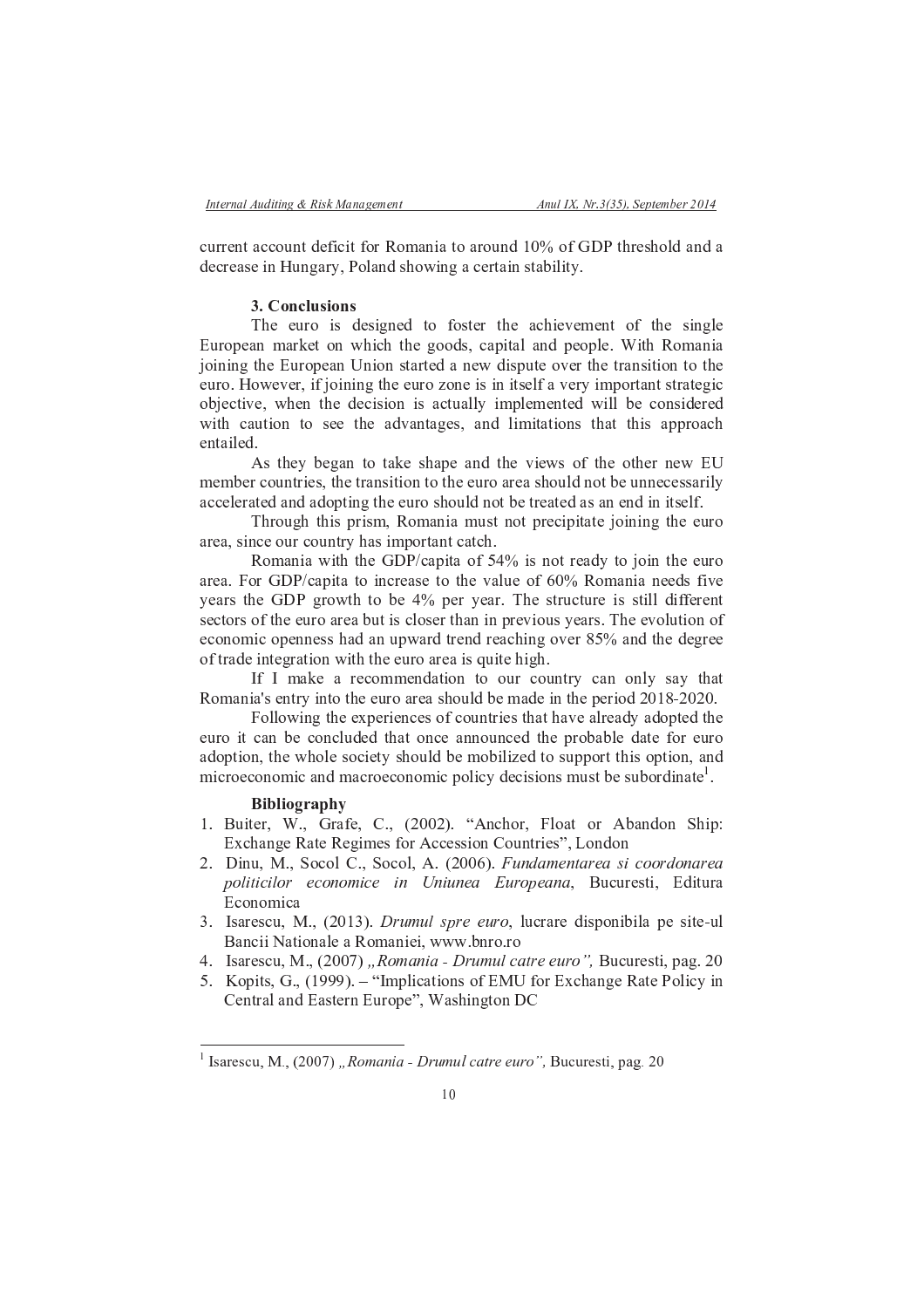current account deficit for Romania to around 10% of GDP threshold and a decrease in Hungary, Poland showing a certain stability.

### 3. Conclusions

The euro is designed to foster the achievement of the single European market on which the goods, capital and people. With Romania joining the European Union started a new dispute over the transition to the euro. However, if joining the euro zone is in itself a very important strategic objective, when the decision is actually implemented will be considered with caution to see the advantages, and limitations that this approach entailed.

As they began to take shape and the views of the other new EU member countries, the transition to the euro area should not be unnecessarily accelerated and adopting the euro should not be treated as an end in itself.

Through this prism, Romania must not precipitate joining the euro area, since our country has important catch.

Romania with the GDP/capita of 54% is not ready to join the euro area. For GDP/capita to increase to the value of 60% Romania needs five years the GDP growth to be 4% per year. The structure is still different sectors of the euro area but is closer than in previous years. The evolution of economic openness had an upward trend reaching over 85% and the degree of trade integration with the euro area is quite high.

If I make a recommendation to our country can only say that Romania's entry into the euro area should be made in the period 2018-2020.

Following the experiences of countries that have already adopted the euro it can be concluded that once announced the probable date for euro adoption, the whole society should be mobilized to support this option, and microeconomic and macroeconomic policy decisions must be subordinate[1].

### Bibliography

1. Buiter, W., Grafe, C., (2002). "Anchor, Float or Abandon Ship: Exchange Rate Regimes for Accession Countries", London
2. Dinu, M., Socol C., Socol, A. (2006). *Fundamentarea si coordonarea politicilor economice in Uniunea Europeana*, Bucuresti, Editura Economica
3. Isarescu, M., (2013). *Drumul spre euro*, lucrare disponibila pe site-ul Bancii Nationale a Romaniei, www.bnro.ro
4. Isarescu, M., (2007) *„Romania - Drumul catre euro"*, Bucuresti, pag. 20
5. Kopits, G., (1999). – "Implications of EMU for Exchange Rate Policy in Central and Eastern Europe", Washington DC

---

[1] Isarescu, M., (2007) *„Romania - Drumul catre euro"*, Bucuresti, pag. 20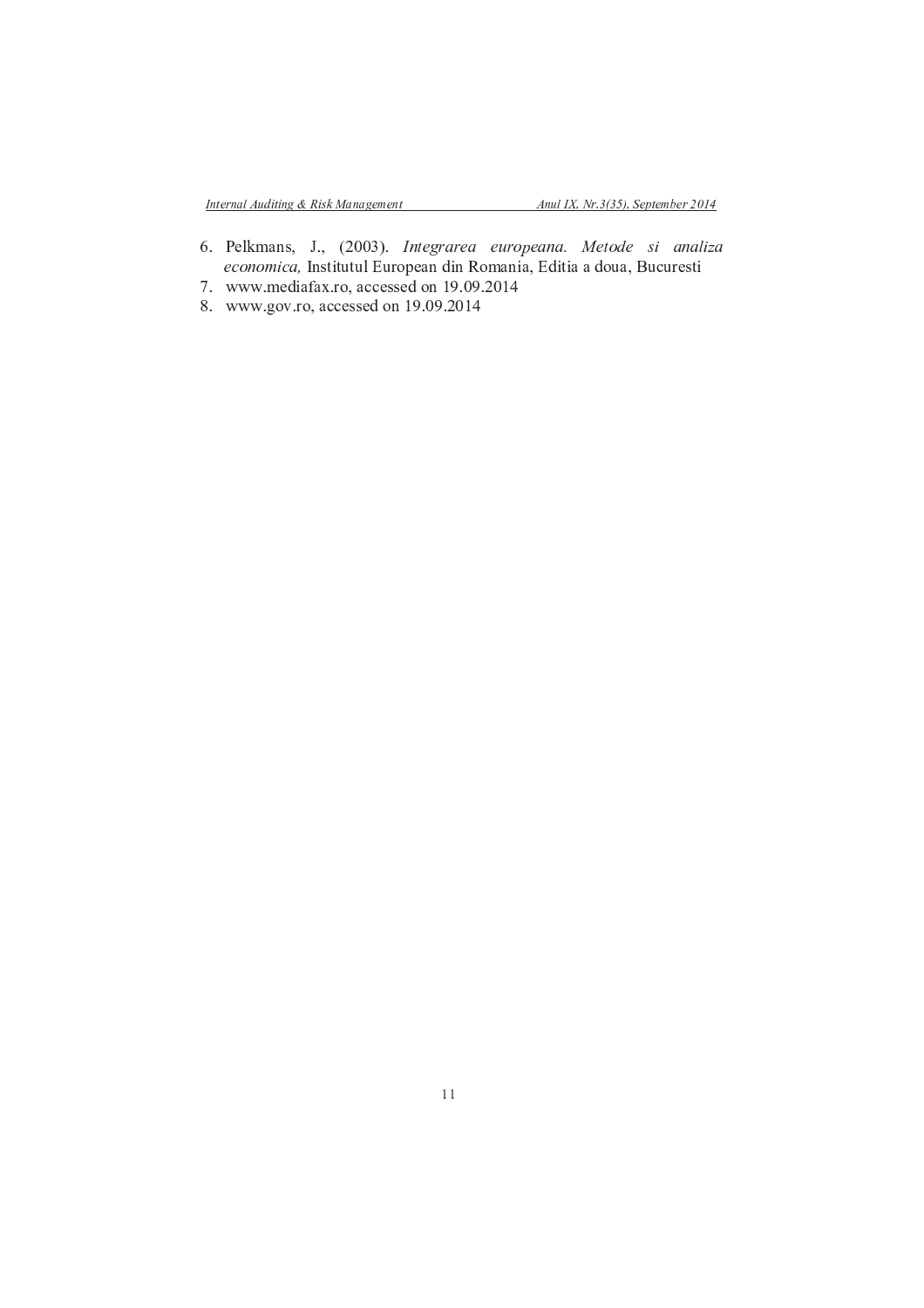6. Pelkmans, J., (2003). *Integrarea europeana. Metode si analiza economica,* Institutul European din Romania, Editia a doua, Bucuresti
7. www.mediafax.ro, accessed on 19.09.2014
8. www.gov.ro, accessed on 19.09.2014